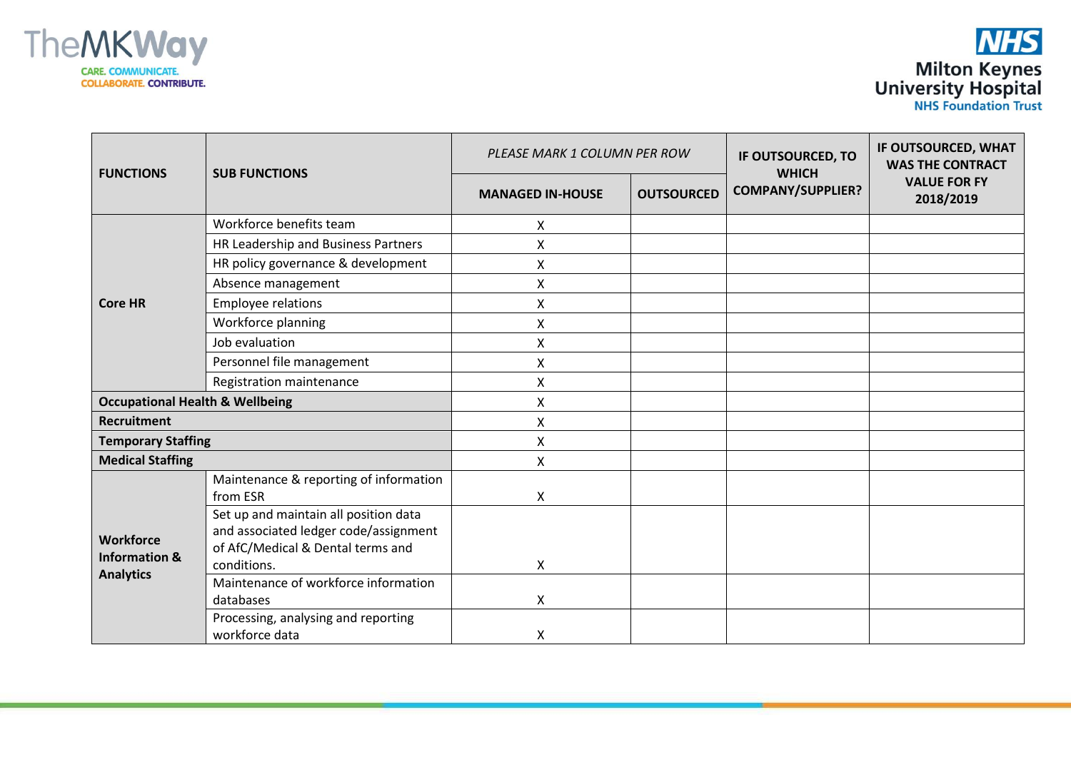TheMKWay

CARE. COMMUNICATE. COLLABORATE. CONTRIBUTE.

NHS Milton Keynes University Hospital NHS Foundation Trust

| FUNCTIONS | SUB FUNCTIONS | *PLEASE MARK 1 COLUMN PER ROW* | | IF OUTSOURCED, TO WHICH COMPANY/SUPPLIER? | IF OUTSOURCED, WHAT WAS THE CONTRACT VALUE FOR FY 2018/2019 |
|---|---|---|---|---|---|
| | | MANAGED IN-HOUSE | OUTSOURCED | | |
| Core HR | Workforce benefits team | X | | | |
| | HR Leadership and Business Partners | X | | | |
| | HR policy governance & development | X | | | |
| | Absence management | X | | | |
| | Employee relations | X | | | |
| | Workforce planning | X | | | |
| | Job evaluation | X | | | |
| | Personnel file management | X | | | |
| | Registration maintenance | X | | | |
| **Occupational Health & Wellbeing** | | X | | | |
| **Recruitment** | | X | | | |
| **Temporary Staffing** | | X | | | |
| **Medical Staffing** | | X | | | |
| Workforce Information & Analytics | Maintenance & reporting of information from ESR | X | | | |
| | Set up and maintain all position data and associated ledger code/assignment of AfC/Medical & Dental terms and conditions. | X | | | |
| | Maintenance of workforce information databases | X | | | |
| | Processing, analysing and reporting workforce data | X | | | |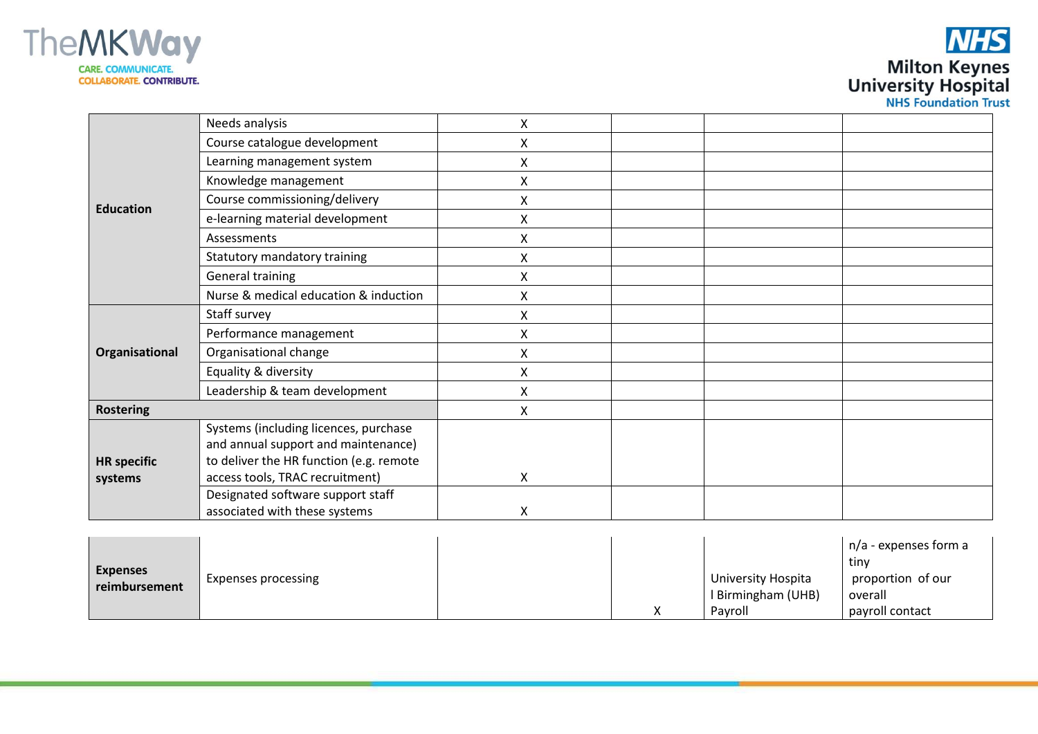| | | | | | |
|---|---|---|---|---|---|
| **Education** | Needs analysis | X | | | |
| | Course catalogue development | X | | | |
| | Learning management system | X | | | |
| | Knowledge management | X | | | |
| | Course commissioning/delivery | X | | | |
| | e-learning material development | X | | | |
| | Assessments | X | | | |
| | Statutory mandatory training | X | | | |
| | General training | X | | | |
| | Nurse & medical education & induction | X | | | |
| **Organisational** | Staff survey | X | | | |
| | Performance management | X | | | |
| | Organisational change | X | | | |
| | Equality & diversity | X | | | |
| | Leadership & team development | X | | | |
| **Rostering** | | X | | | |
| **HR specific systems** | Systems (including licences, purchase and annual support and maintenance) to deliver the HR function (e.g. remote access tools, TRAC recruitment) | X | | | |
| | Designated software support staff associated with these systems | X | | | |
| **Expenses reimbursement** | Expenses processing | | X | University Hospital Birmingham (UHB) Payroll | n/a - expenses form a tiny proportion of our overall payroll contact |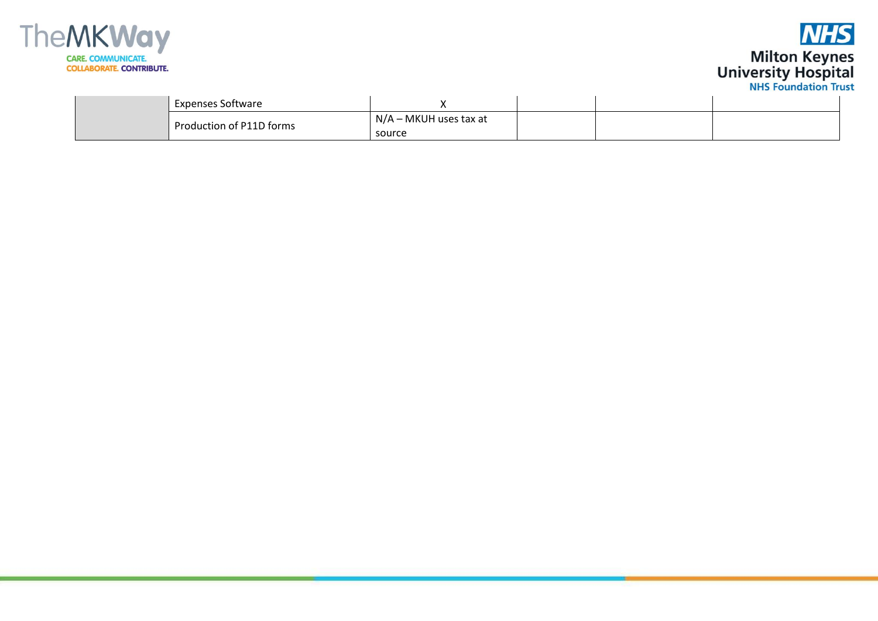| | | | | | |
|---|---|---|---|---|---|
| | Expenses Software | X | | | |
| | Production of P11D forms | N/A – MKUH uses tax at source | | | |